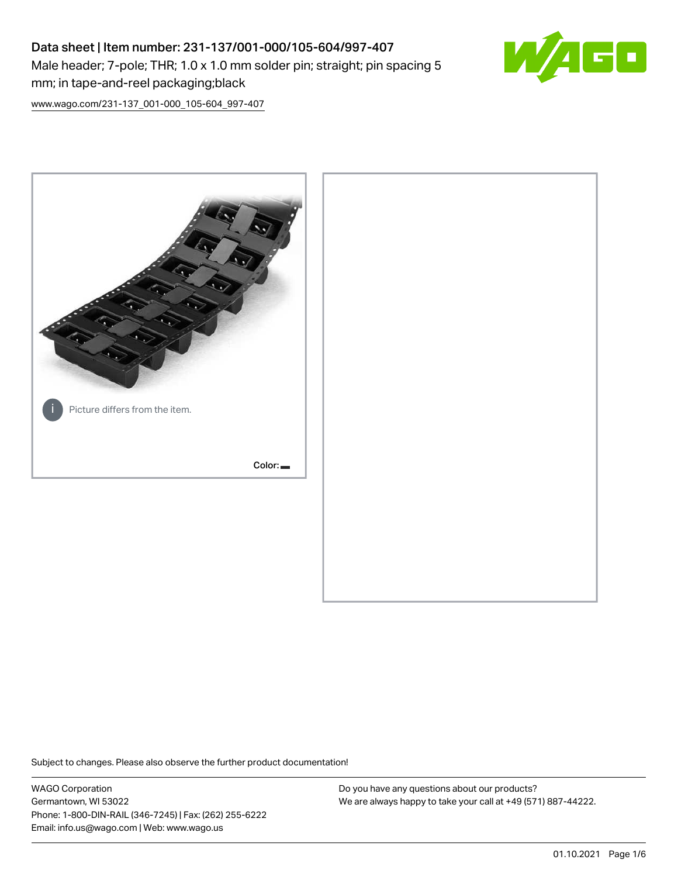# Data sheet | Item number: 231-137/001-000/105-604/997-407

Male header; 7-pole; THR; 1.0 x 1.0 mm solder pin; straight; pin spacing 5 mm; in tape-and-reel packaging;black

www.wago.com/231-137_001-000_105-604_997-407

Picture differs from the item.

Color:

Subject to changes. Please also observe the further product documentation!

WAGO Corporation
Germantown, WI 53022
Phone: 1-800-DIN-RAIL (346-7245) | Fax: (262) 255-6222
Email: info.us@wago.com | Web: www.wago.us

Do you have any questions about our products?
We are always happy to take your call at +49 (571) 887-44222.

01.10.2021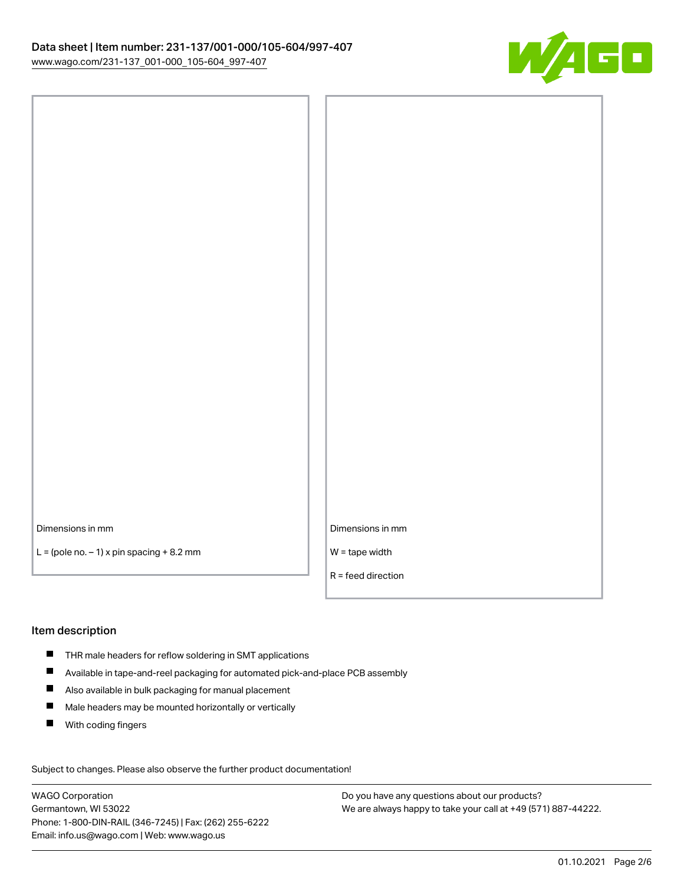Dimensions in mm

L = (pole no. − 1) x pin spacing + 8.2 mm

Dimensions in mm

W = tape width

R = feed direction

## Item description

- THR male headers for reflow soldering in SMT applications
- Available in tape-and-reel packaging for automated pick-and-place PCB assembly
- Also available in bulk packaging for manual placement
- Male headers may be mounted horizontally or vertically
- With coding fingers

Subject to changes. Please also observe the further product documentation!

WAGO Corporation
Germantown, WI 53022
Phone: 1-800-DIN-RAIL (346-7245) | Fax: (262) 255-6222
Email: info.us@wago.com | Web: www.wago.us

Do you have any questions about our products?
We are always happy to take your call at +49 (571) 887-44222.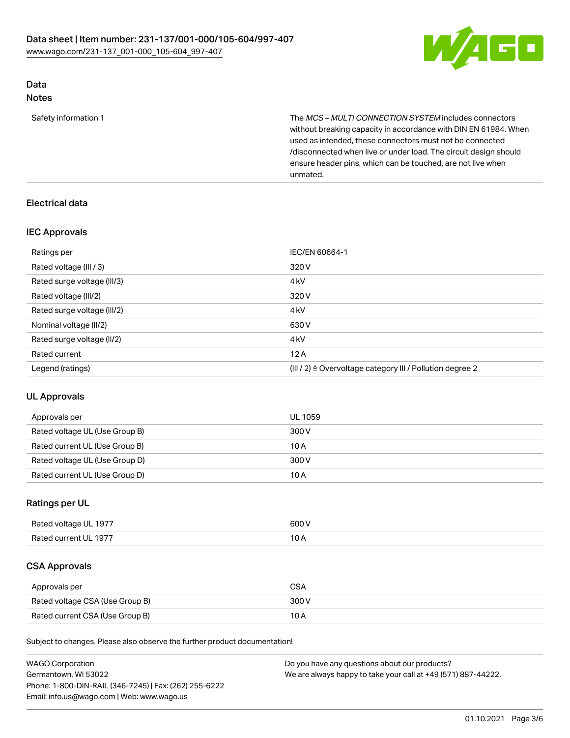## Data
### Notes

| | |
|---|---|
| Safety information 1 | The *MCS – MULTI CONNECTION SYSTEM* includes connectors without breaking capacity in accordance with DIN EN 61984. When used as intended, these connectors must not be connected /disconnected when live or under load. The circuit design should ensure header pins, which can be touched, are not live when unmated. |

### Electrical data

### IEC Approvals

| | |
|---|---|
| Ratings per | IEC/EN 60664-1 |
| Rated voltage (III / 3) | 320 V |
| Rated surge voltage (III/3) | 4 kV |
| Rated voltage (III/2) | 320 V |
| Rated surge voltage (III/2) | 4 kV |
| Nominal voltage (II/2) | 630 V |
| Rated surge voltage (II/2) | 4 kV |
| Rated current | 12 A |
| Legend (ratings) | (III / 2) ≙ Overvoltage category III / Pollution degree 2 |

### UL Approvals

| | |
|---|---|
| Approvals per | UL 1059 |
| Rated voltage UL (Use Group B) | 300 V |
| Rated current UL (Use Group B) | 10 A |
| Rated voltage UL (Use Group D) | 300 V |
| Rated current UL (Use Group D) | 10 A |

### Ratings per UL

| | |
|---|---|
| Rated voltage UL 1977 | 600 V |
| Rated current UL 1977 | 10 A |

### CSA Approvals

| | |
|---|---|
| Approvals per | CSA |
| Rated voltage CSA (Use Group B) | 300 V |
| Rated current CSA (Use Group B) | 10 A |

Subject to changes. Please also observe the further product documentation!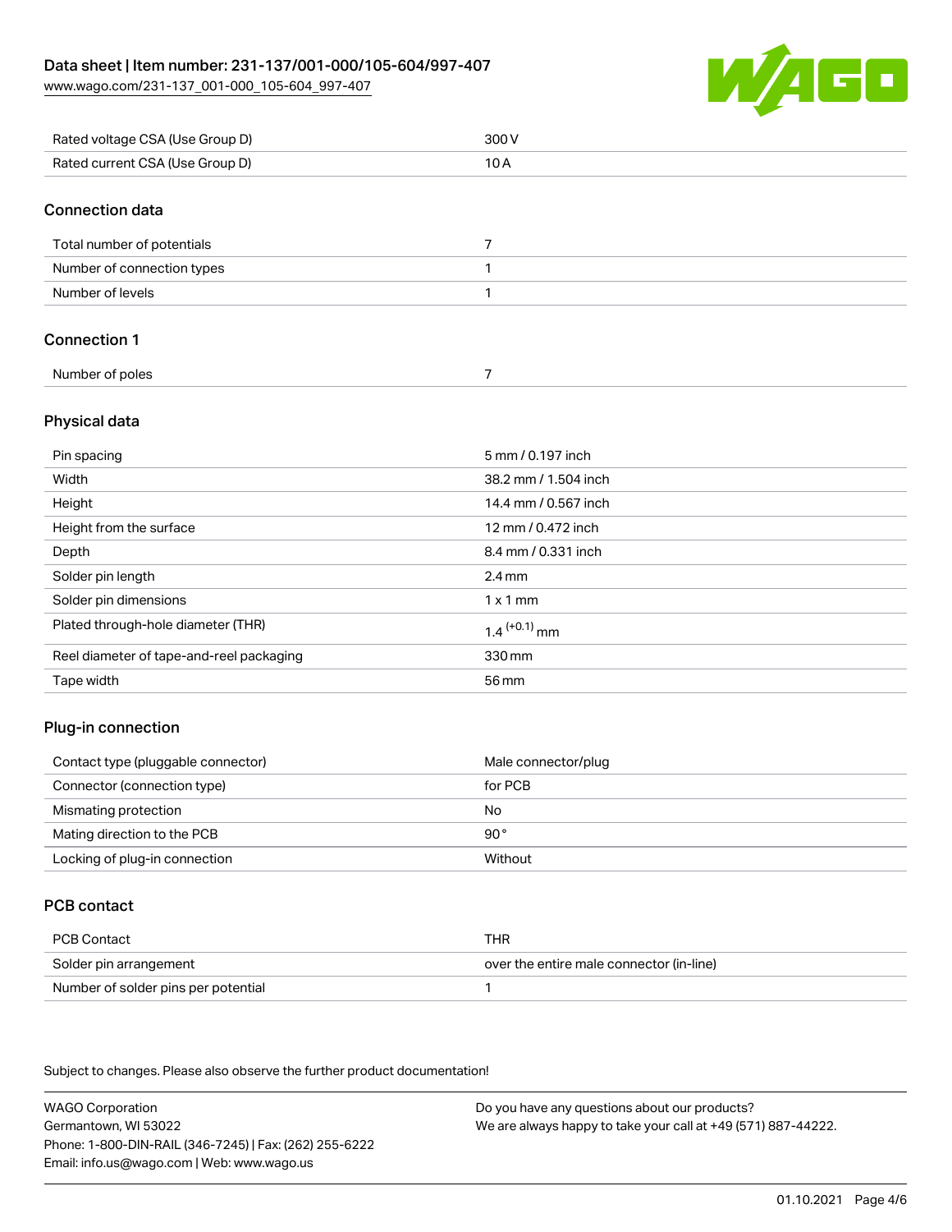| | |
|---|---|
| Rated voltage CSA (Use Group D) | 300 V |
| Rated current CSA (Use Group D) | 10 A |

## Connection data

| | |
|---|---|
| Total number of potentials | 7 |
| Number of connection types | 1 |
| Number of levels | 1 |

## Connection 1

| | |
|---|---|
| Number of poles | 7 |

## Physical data

| | |
|---|---|
| Pin spacing | 5 mm / 0.197 inch |
| Width | 38.2 mm / 1.504 inch |
| Height | 14.4 mm / 0.567 inch |
| Height from the surface | 12 mm / 0.472 inch |
| Depth | 8.4 mm / 0.331 inch |
| Solder pin length | 2.4 mm |
| Solder pin dimensions | 1 x 1 mm |
| Plated through-hole diameter (THR) | $1.4^{(+0.1)}$ mm |
| Reel diameter of tape-and-reel packaging | 330 mm |
| Tape width | 56 mm |

## Plug-in connection

| | |
|---|---|
| Contact type (pluggable connector) | Male connector/plug |
| Connector (connection type) | for PCB |
| Mismating protection | No |
| Mating direction to the PCB | 90° |
| Locking of plug-in connection | Without |

## PCB contact

| | |
|---|---|
| PCB Contact | THR |
| Solder pin arrangement | over the entire male connector (in-line) |
| Number of solder pins per potential | 1 |

Subject to changes. Please also observe the further product documentation!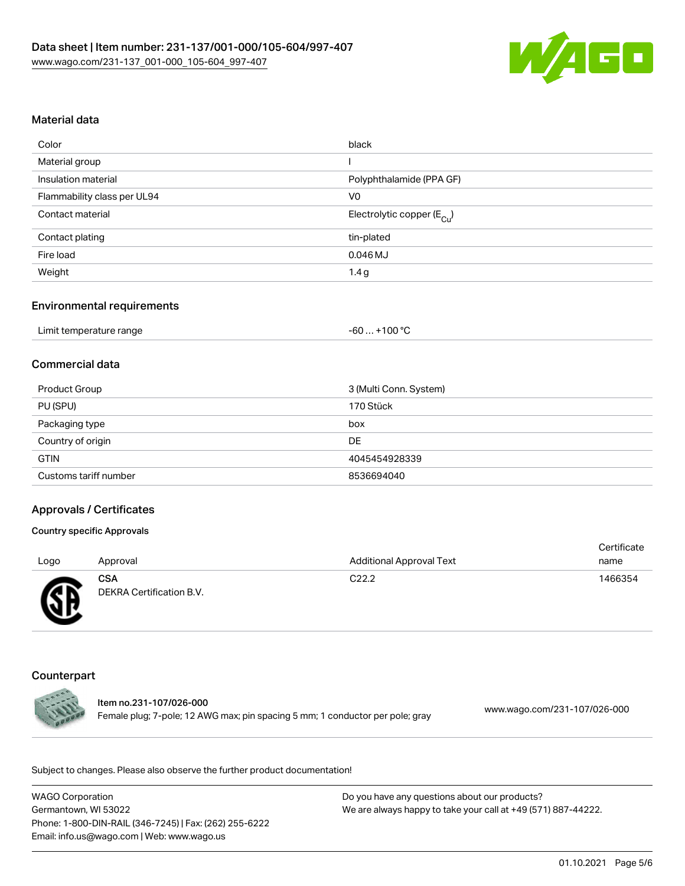## Material data

| | |
|---|---|
| Color | black |
| Material group | I |
| Insulation material | Polyphthalamide (PPA GF) |
| Flammability class per UL94 | V0 |
| Contact material | Electrolytic copper ($E_{Cu}$) |
| Contact plating | tin-plated |
| Fire load | 0.046 MJ |
| Weight | 1.4 g |

## Environmental requirements

| | |
|---|---|
| Limit temperature range | -60 … +100 °C |

## Commercial data

| | |
|---|---|
| Product Group | 3 (Multi Conn. System) |
| PU (SPU) | 170 Stück |
| Packaging type | box |
| Country of origin | DE |
| GTIN | 4045454928339 |
| Customs tariff number | 8536694040 |

## Approvals / Certificates

### Country specific Approvals

| Logo | Approval | Additional Approval Text | Certificate name |
|---|---|---|---|
| | **CSA** DEKRA Certification B.V. | C22.2 | 1466354 |

## Counterpart

**Item no.231-107/026-000**
Female plug; 7-pole; 12 AWG max; pin spacing 5 mm; 1 conductor per pole; gray
www.wago.com/231-107/026-000

Subject to changes. Please also observe the further product documentation!

WAGO Corporation
Germantown, WI 53022
Phone: 1-800-DIN-RAIL (346-7245) | Fax: (262) 255-6222
Email: info.us@wago.com | Web: www.wago.us

Do you have any questions about our products?
We are always happy to take your call at +49 (571) 887-44222.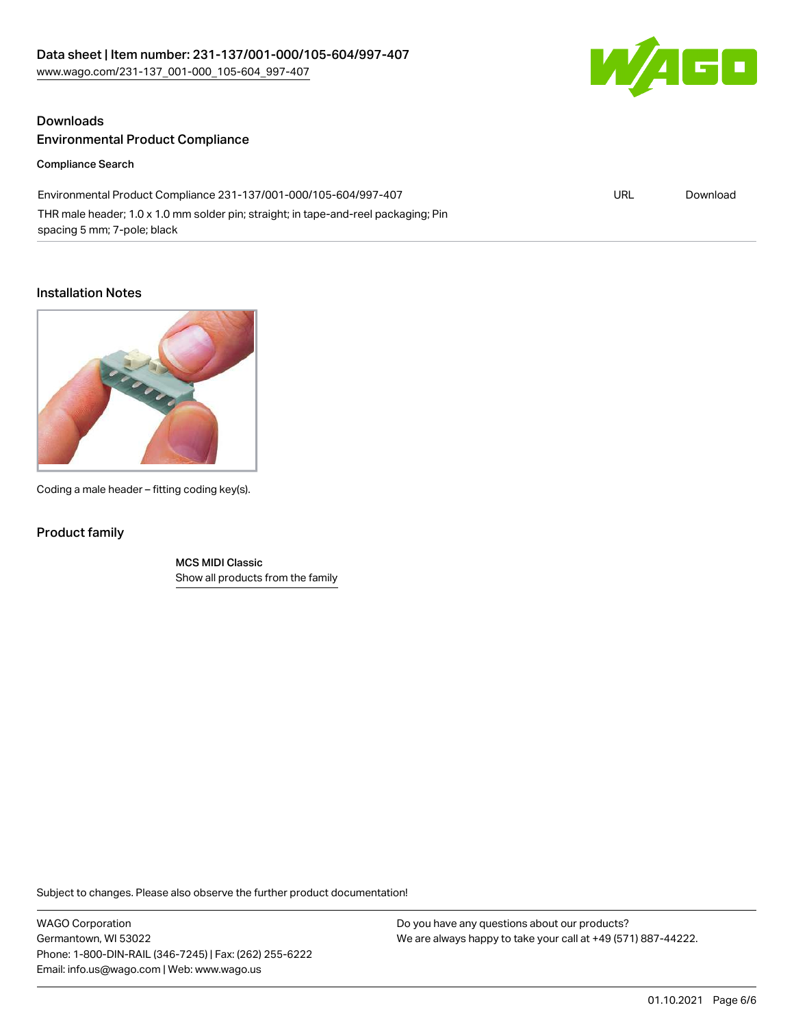## Downloads

### Environmental Product Compliance

#### Compliance Search

| | | |
|---|---|---|
| Environmental Product Compliance 231-137/001-000/105-604/997-407<br>THR male header; 1.0 x 1.0 mm solder pin; straight; in tape-and-reel packaging; Pin spacing 5 mm; 7-pole; black | URL | Download |

## Installation Notes

Coding a male header – fitting coding key(s).

## Product family

MCS MIDI Classic
Show all products from the family

Subject to changes. Please also observe the further product documentation!

WAGO Corporation
Germantown, WI 53022
Phone: 1-800-DIN-RAIL (346-7245) | Fax: (262) 255-6222
Email: info.us@wago.com | Web: www.wago.us

Do you have any questions about our products?
We are always happy to take your call at +49 (571) 887-44222.